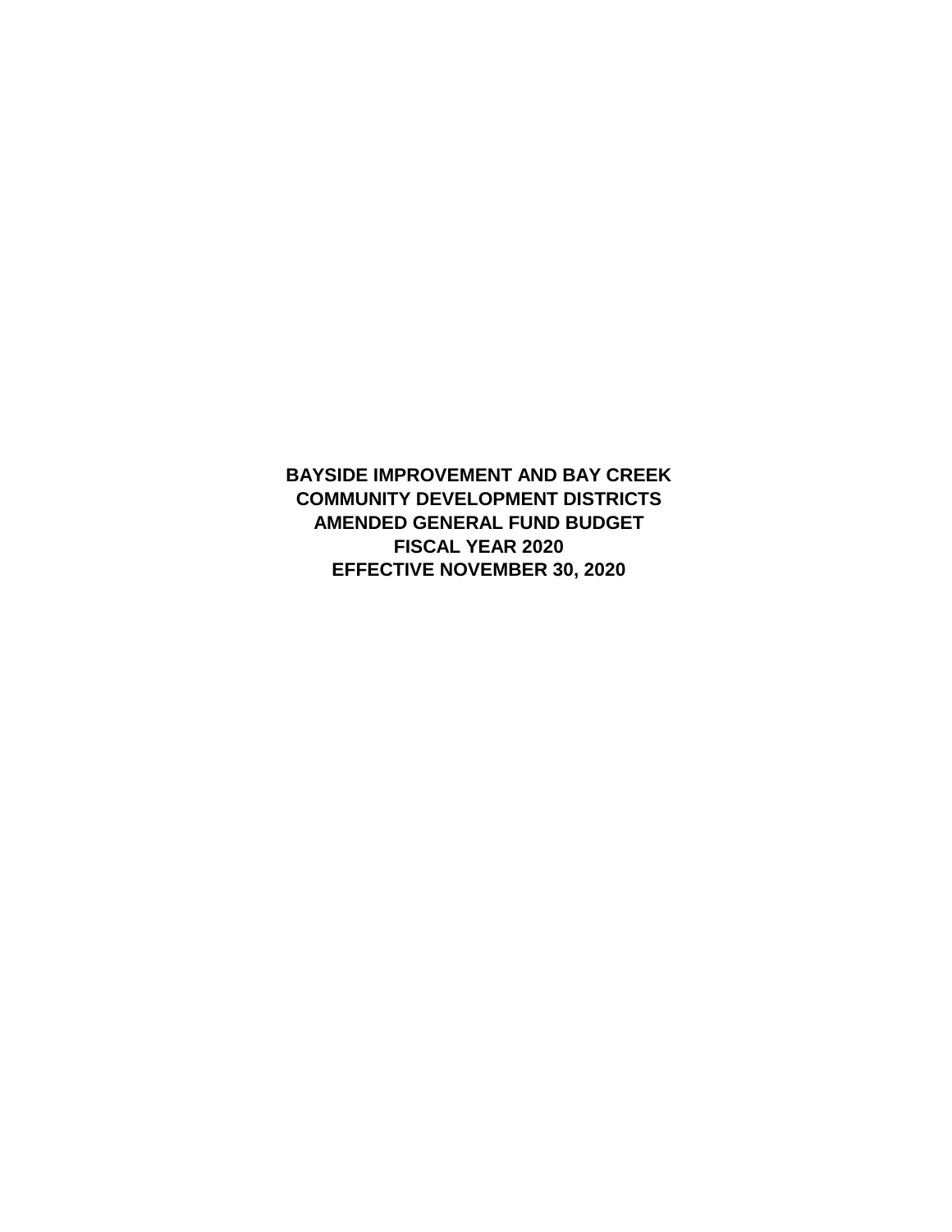# BAYSIDE IMPROVEMENT AND BAY CREEK COMMUNITY DEVELOPMENT DISTRICTS
# AMENDED GENERAL FUND BUDGET
# FISCAL YEAR 2020
# EFFECTIVE NOVEMBER 30, 2020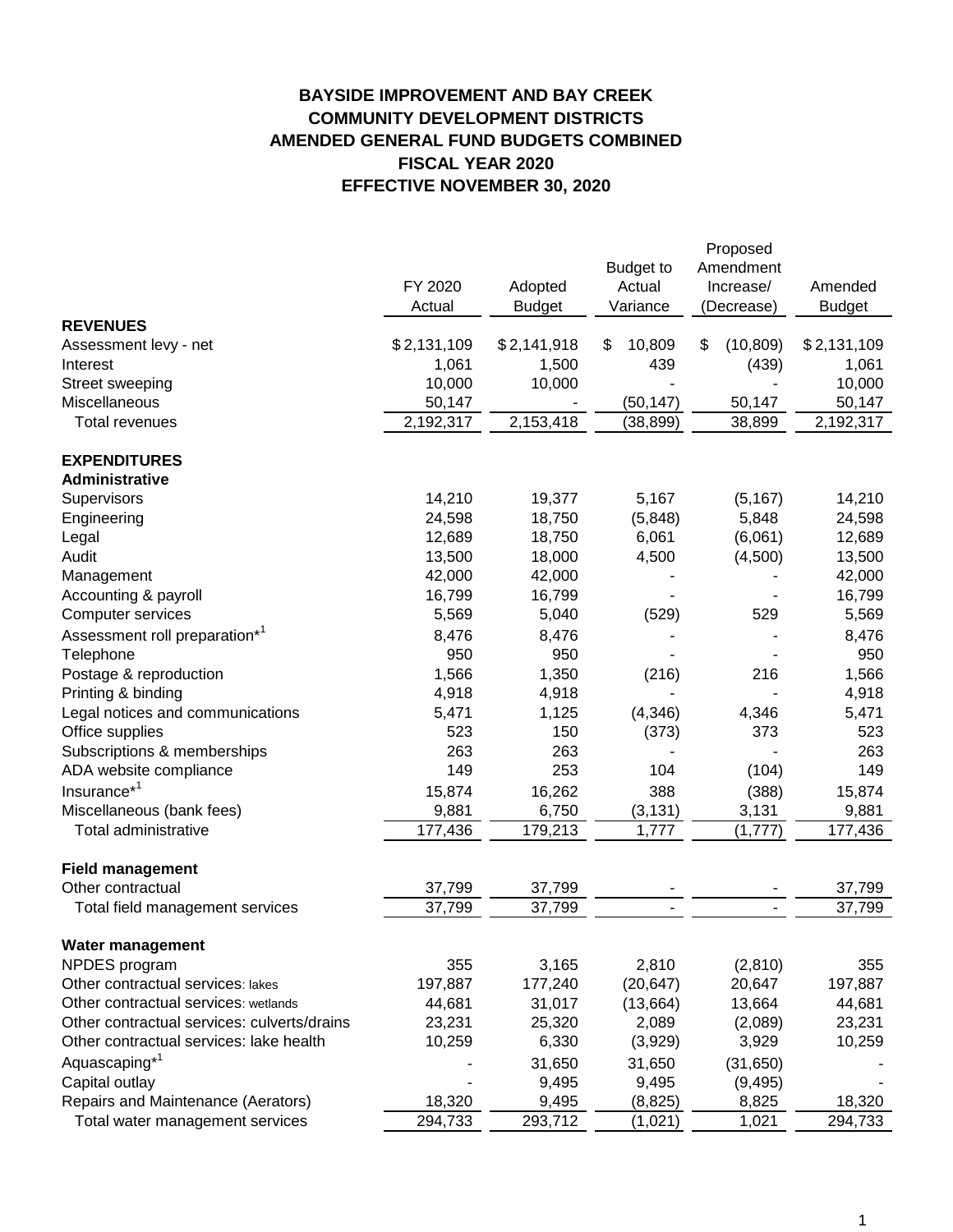# BAYSIDE IMPROVEMENT AND BAY CREEK COMMUNITY DEVELOPMENT DISTRICTS
## AMENDED GENERAL FUND BUDGETS COMBINED
## FISCAL YEAR 2020
## EFFECTIVE NOVEMBER 30, 2020

| | FY 2020 Actual | Adopted Budget | Budget to Actual Variance | Proposed Amendment Increase/ (Decrease) | Amended Budget |
|---|---|---|---|---|---|
| **REVENUES** | | | | | |
| Assessment levy - net | $ 2,131,109 | $ 2,141,918 | $ 10,809 | $ (10,809) | $ 2,131,109 |
| Interest | 1,061 | 1,500 | 439 | (439) | 1,061 |
| Street sweeping | 10,000 | 10,000 | - | - | 10,000 |
| Miscellaneous | 50,147 | - | (50,147) | 50,147 | 50,147 |
| Total revenues | 2,192,317 | 2,153,418 | (38,899) | 38,899 | 2,192,317 |
| | | | | | |
| **EXPENDITURES** | | | | | |
| **Administrative** | | | | | |
| Supervisors | 14,210 | 19,377 | 5,167 | (5,167) | 14,210 |
| Engineering | 24,598 | 18,750 | (5,848) | 5,848 | 24,598 |
| Legal | 12,689 | 18,750 | 6,061 | (6,061) | 12,689 |
| Audit | 13,500 | 18,000 | 4,500 | (4,500) | 13,500 |
| Management | 42,000 | 42,000 | - | - | 42,000 |
| Accounting & payroll | 16,799 | 16,799 | - | - | 16,799 |
| Computer services | 5,569 | 5,040 | (529) | 529 | 5,569 |
| Assessment roll preparation*[1] | 8,476 | 8,476 | - | - | 8,476 |
| Telephone | 950 | 950 | - | - | 950 |
| Postage & reproduction | 1,566 | 1,350 | (216) | 216 | 1,566 |
| Printing & binding | 4,918 | 4,918 | - | - | 4,918 |
| Legal notices and communications | 5,471 | 1,125 | (4,346) | 4,346 | 5,471 |
| Office supplies | 523 | 150 | (373) | 373 | 523 |
| Subscriptions & memberships | 263 | 263 | - | - | 263 |
| ADA website compliance | 149 | 253 | 104 | (104) | 149 |
| Insurance*[1] | 15,874 | 16,262 | 388 | (388) | 15,874 |
| Miscellaneous (bank fees) | 9,881 | 6,750 | (3,131) | 3,131 | 9,881 |
| Total administrative | 177,436 | 179,213 | 1,777 | (1,777) | 177,436 |
| | | | | | |
| **Field management** | | | | | |
| Other contractual | 37,799 | 37,799 | - | - | 37,799 |
| Total field management services | 37,799 | 37,799 | - | - | 37,799 |
| | | | | | |
| **Water management** | | | | | |
| NPDES program | 355 | 3,165 | 2,810 | (2,810) | 355 |
| Other contractual services: lakes | 197,887 | 177,240 | (20,647) | 20,647 | 197,887 |
| Other contractual services: wetlands | 44,681 | 31,017 | (13,664) | 13,664 | 44,681 |
| Other contractual services: culverts/drains | 23,231 | 25,320 | 2,089 | (2,089) | 23,231 |
| Other contractual services: lake health | 10,259 | 6,330 | (3,929) | 3,929 | 10,259 |
| Aquascaping*[1] | - | 31,650 | 31,650 | (31,650) | - |
| Capital outlay | - | 9,495 | 9,495 | (9,495) | - |
| Repairs and Maintenance (Aerators) | 18,320 | 9,495 | (8,825) | 8,825 | 18,320 |
| Total water management services | 294,733 | 293,712 | (1,021) | 1,021 | 294,733 |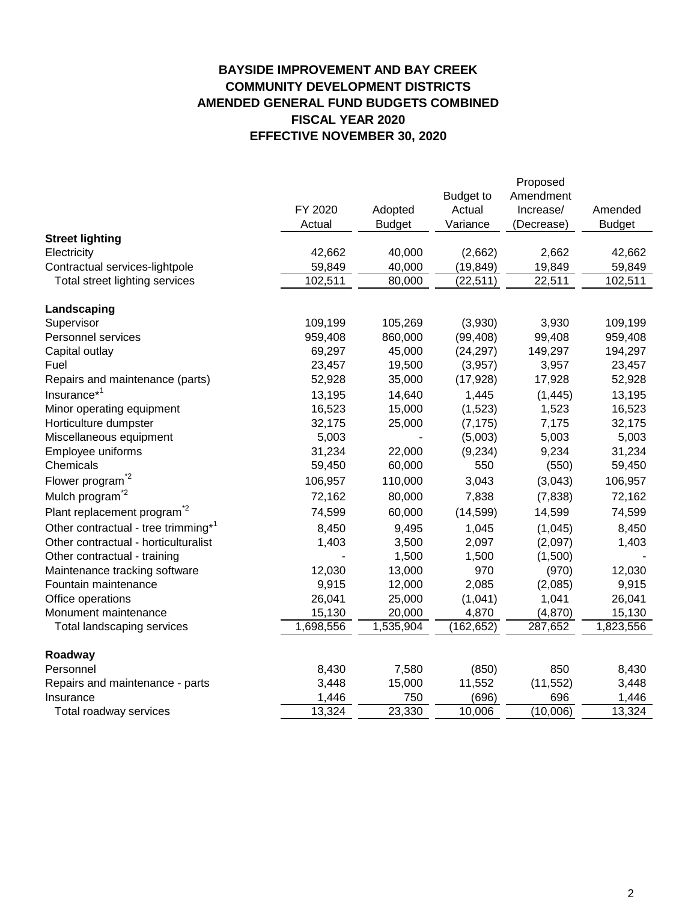# BAYSIDE IMPROVEMENT AND BAY CREEK COMMUNITY DEVELOPMENT DISTRICTS
## AMENDED GENERAL FUND BUDGETS COMBINED
## FISCAL YEAR 2020
## EFFECTIVE NOVEMBER 30, 2020

| | FY 2020 Actual | Adopted Budget | Budget to Actual Variance | Proposed Amendment Increase/ (Decrease) | Amended Budget |
|---|---|---|---|---|---|
| **Street lighting** | | | | | |
| Electricity | 42,662 | 40,000 | (2,662) | 2,662 | 42,662 |
| Contractual services-lightpole | 59,849 | 40,000 | (19,849) | 19,849 | 59,849 |
| Total street lighting services | 102,511 | 80,000 | (22,511) | 22,511 | 102,511 |
| **Landscaping** | | | | | |
| Supervisor | 109,199 | 105,269 | (3,930) | 3,930 | 109,199 |
| Personnel services | 959,408 | 860,000 | (99,408) | 99,408 | 959,408 |
| Capital outlay | 69,297 | 45,000 | (24,297) | 149,297 | 194,297 |
| Fuel | 23,457 | 19,500 | (3,957) | 3,957 | 23,457 |
| Repairs and maintenance (parts) | 52,928 | 35,000 | (17,928) | 17,928 | 52,928 |
| Insurance*[1] | 13,195 | 14,640 | 1,445 | (1,445) | 13,195 |
| Minor operating equipment | 16,523 | 15,000 | (1,523) | 1,523 | 16,523 |
| Horticulture dumpster | 32,175 | 25,000 | (7,175) | 7,175 | 32,175 |
| Miscellaneous equipment | 5,003 | - | (5,003) | 5,003 | 5,003 |
| Employee uniforms | 31,234 | 22,000 | (9,234) | 9,234 | 31,234 |
| Chemicals | 59,450 | 60,000 | 550 | (550) | 59,450 |
| Flower program*[2] | 106,957 | 110,000 | 3,043 | (3,043) | 106,957 |
| Mulch program*[2] | 72,162 | 80,000 | 7,838 | (7,838) | 72,162 |
| Plant replacement program*[2] | 74,599 | 60,000 | (14,599) | 14,599 | 74,599 |
| Other contractual - tree trimming*[1] | 8,450 | 9,495 | 1,045 | (1,045) | 8,450 |
| Other contractual - horticulturalist | 1,403 | 3,500 | 2,097 | (2,097) | 1,403 |
| Other contractual - training | - | 1,500 | 1,500 | (1,500) | - |
| Maintenance tracking software | 12,030 | 13,000 | 970 | (970) | 12,030 |
| Fountain maintenance | 9,915 | 12,000 | 2,085 | (2,085) | 9,915 |
| Office operations | 26,041 | 25,000 | (1,041) | 1,041 | 26,041 |
| Monument maintenance | 15,130 | 20,000 | 4,870 | (4,870) | 15,130 |
| Total landscaping services | 1,698,556 | 1,535,904 | (162,652) | 287,652 | 1,823,556 |
| **Roadway** | | | | | |
| Personnel | 8,430 | 7,580 | (850) | 850 | 8,430 |
| Repairs and maintenance - parts | 3,448 | 15,000 | 11,552 | (11,552) | 3,448 |
| Insurance | 1,446 | 750 | (696) | 696 | 1,446 |
| Total roadway services | 13,324 | 23,330 | 10,006 | (10,006) | 13,324 |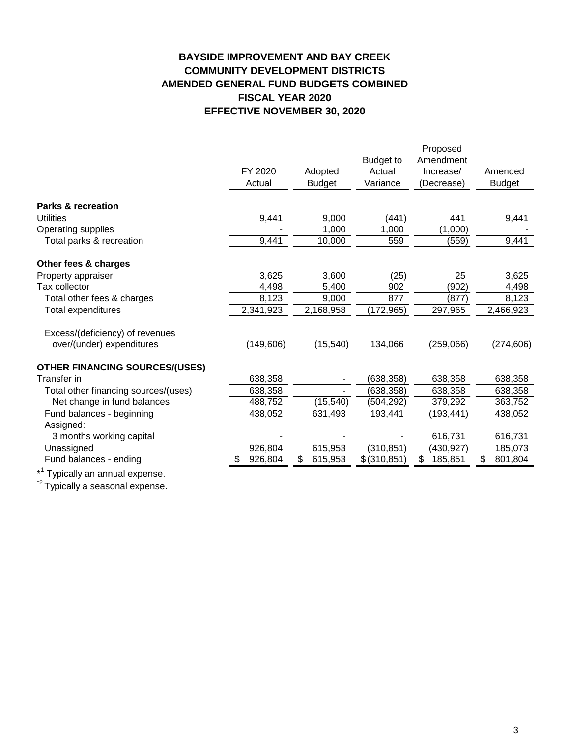# BAYSIDE IMPROVEMENT AND BAY CREEK
# COMMUNITY DEVELOPMENT DISTRICTS
# AMENDED GENERAL FUND BUDGETS COMBINED
# FISCAL YEAR 2020
# EFFECTIVE NOVEMBER 30, 2020

| | FY 2020 Actual | Adopted Budget | Budget to Actual Variance | Proposed Amendment Increase/ (Decrease) | Amended Budget |
|---|---|---|---|---|---|
| **Parks & recreation** | | | | | |
| Utilities | 9,441 | 9,000 | (441) | 441 | 9,441 |
| Operating supplies | - | 1,000 | 1,000 | (1,000) | - |
| Total parks & recreation | 9,441 | 10,000 | 559 | (559) | 9,441 |
| **Other fees & charges** | | | | | |
| Property appraiser | 3,625 | 3,600 | (25) | 25 | 3,625 |
| Tax collector | 4,498 | 5,400 | 902 | (902) | 4,498 |
| Total other fees & charges | 8,123 | 9,000 | 877 | (877) | 8,123 |
| Total expenditures | 2,341,923 | 2,168,958 | (172,965) | 297,965 | 2,466,923 |
| Excess/(deficiency) of revenues over/(under) expenditures | (149,606) | (15,540) | 134,066 | (259,066) | (274,606) |
| **OTHER FINANCING SOURCES/(USES)** | | | | | |
| Transfer in | 638,358 | - | (638,358) | 638,358 | 638,358 |
| Total other financing sources/(uses) | 638,358 | - | (638,358) | 638,358 | 638,358 |
| Net change in fund balances | 488,752 | (15,540) | (504,292) | 379,292 | 363,752 |
| Fund balances - beginning | 438,052 | 631,493 | 193,441 | (193,441) | 438,052 |
| Assigned: | | | | | |
| 3 months working capital | - | - | - | 616,731 | 616,731 |
| Unassigned | 926,804 | 615,953 | (310,851) | (430,927) | 185,073 |
| Fund balances - ending | $ 926,804 | $ 615,953 | $ (310,851) | $ 185,851 | $ 801,804 |

*[1] Typically an annual expense.

*[2] Typically a seasonal expense.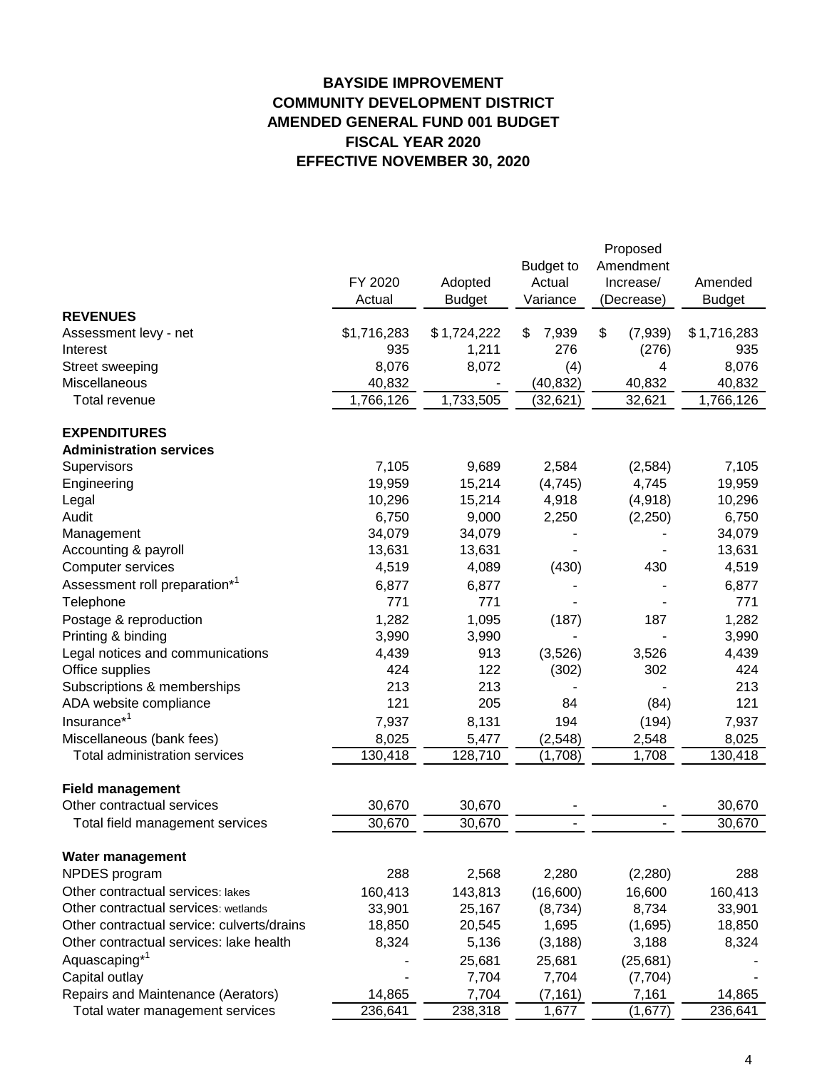# BAYSIDE IMPROVEMENT
# COMMUNITY DEVELOPMENT DISTRICT
# AMENDED GENERAL FUND 001 BUDGET
# FISCAL YEAR 2020
# EFFECTIVE NOVEMBER 30, 2020

| | FY 2020 Actual | Adopted Budget | Budget to Actual Variance | Proposed Amendment Increase/ (Decrease) | Amended Budget |
|---|---|---|---|---|---|
| **REVENUES** | | | | | |
| Assessment levy - net | $1,716,283 | $ 1,724,222 | $ 7,939 | $ (7,939) | $ 1,716,283 |
| Interest | 935 | 1,211 | 276 | (276) | 935 |
| Street sweeping | 8,076 | 8,072 | (4) | 4 | 8,076 |
| Miscellaneous | 40,832 | - | (40,832) | 40,832 | 40,832 |
| Total revenue | 1,766,126 | 1,733,505 | (32,621) | 32,621 | 1,766,126 |
| | | | | | |
| **EXPENDITURES** | | | | | |
| **Administration services** | | | | | |
| Supervisors | 7,105 | 9,689 | 2,584 | (2,584) | 7,105 |
| Engineering | 19,959 | 15,214 | (4,745) | 4,745 | 19,959 |
| Legal | 10,296 | 15,214 | 4,918 | (4,918) | 10,296 |
| Audit | 6,750 | 9,000 | 2,250 | (2,250) | 6,750 |
| Management | 34,079 | 34,079 | - | - | 34,079 |
| Accounting & payroll | 13,631 | 13,631 | - | - | 13,631 |
| Computer services | 4,519 | 4,089 | (430) | 430 | 4,519 |
| Assessment roll preparation*[1] | 6,877 | 6,877 | - | - | 6,877 |
| Telephone | 771 | 771 | - | - | 771 |
| Postage & reproduction | 1,282 | 1,095 | (187) | 187 | 1,282 |
| Printing & binding | 3,990 | 3,990 | - | - | 3,990 |
| Legal notices and communications | 4,439 | 913 | (3,526) | 3,526 | 4,439 |
| Office supplies | 424 | 122 | (302) | 302 | 424 |
| Subscriptions & memberships | 213 | 213 | - | - | 213 |
| ADA website compliance | 121 | 205 | 84 | (84) | 121 |
| Insurance*[1] | 7,937 | 8,131 | 194 | (194) | 7,937 |
| Miscellaneous (bank fees) | 8,025 | 5,477 | (2,548) | 2,548 | 8,025 |
| Total administration services | 130,418 | 128,710 | (1,708) | 1,708 | 130,418 |
| | | | | | |
| **Field management** | | | | | |
| Other contractual services | 30,670 | 30,670 | - | - | 30,670 |
| Total field management services | 30,670 | 30,670 | - | - | 30,670 |
| | | | | | |
| **Water management** | | | | | |
| NPDES program | 288 | 2,568 | 2,280 | (2,280) | 288 |
| Other contractual services: lakes | 160,413 | 143,813 | (16,600) | 16,600 | 160,413 |
| Other contractual services: wetlands | 33,901 | 25,167 | (8,734) | 8,734 | 33,901 |
| Other contractual service: culverts/drains | 18,850 | 20,545 | 1,695 | (1,695) | 18,850 |
| Other contractual services: lake health | 8,324 | 5,136 | (3,188) | 3,188 | 8,324 |
| Aquascaping*[1] | - | 25,681 | 25,681 | (25,681) | - |
| Capital outlay | - | 7,704 | 7,704 | (7,704) | - |
| Repairs and Maintenance (Aerators) | 14,865 | 7,704 | (7,161) | 7,161 | 14,865 |
| Total water management services | 236,641 | 238,318 | 1,677 | (1,677) | 236,641 |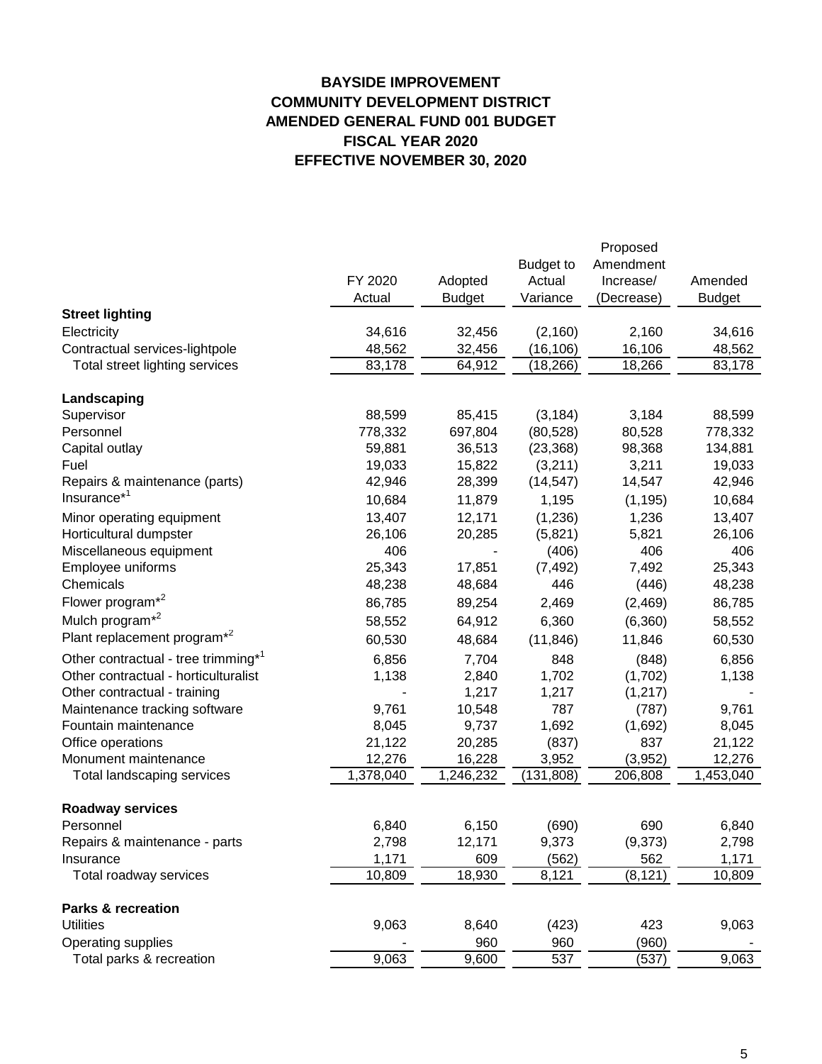**BAYSIDE IMPROVEMENT**
**COMMUNITY DEVELOPMENT DISTRICT**
**AMENDED GENERAL FUND 001 BUDGET**
**FISCAL YEAR 2020**
**EFFECTIVE NOVEMBER 30, 2020**

| | FY 2020 Actual | Adopted Budget | Budget to Actual Variance | Proposed Amendment Increase/ (Decrease) | Amended Budget |
|---|---|---|---|---|---|
| **Street lighting** | | | | | |
| Electricity | 34,616 | 32,456 | (2,160) | 2,160 | 34,616 |
| Contractual services-lightpole | 48,562 | 32,456 | (16,106) | 16,106 | 48,562 |
| Total street lighting services | 83,178 | 64,912 | (18,266) | 18,266 | 83,178 |
| **Landscaping** | | | | | |
| Supervisor | 88,599 | 85,415 | (3,184) | 3,184 | 88,599 |
| Personnel | 778,332 | 697,804 | (80,528) | 80,528 | 778,332 |
| Capital outlay | 59,881 | 36,513 | (23,368) | 98,368 | 134,881 |
| Fuel | 19,033 | 15,822 | (3,211) | 3,211 | 19,033 |
| Repairs & maintenance (parts) | 42,946 | 28,399 | (14,547) | 14,547 | 42,946 |
| Insurance*[1] | 10,684 | 11,879 | 1,195 | (1,195) | 10,684 |
| Minor operating equipment | 13,407 | 12,171 | (1,236) | 1,236 | 13,407 |
| Horticultural dumpster | 26,106 | 20,285 | (5,821) | 5,821 | 26,106 |
| Miscellaneous equipment | 406 | - | (406) | 406 | 406 |
| Employee uniforms | 25,343 | 17,851 | (7,492) | 7,492 | 25,343 |
| Chemicals | 48,238 | 48,684 | 446 | (446) | 48,238 |
| Flower program*[2] | 86,785 | 89,254 | 2,469 | (2,469) | 86,785 |
| Mulch program*[2] | 58,552 | 64,912 | 6,360 | (6,360) | 58,552 |
| Plant replacement program*[2] | 60,530 | 48,684 | (11,846) | 11,846 | 60,530 |
| Other contractual - tree trimming*[1] | 6,856 | 7,704 | 848 | (848) | 6,856 |
| Other contractual - horticulturalist | 1,138 | 2,840 | 1,702 | (1,702) | 1,138 |
| Other contractual - training | - | 1,217 | 1,217 | (1,217) | - |
| Maintenance tracking software | 9,761 | 10,548 | 787 | (787) | 9,761 |
| Fountain maintenance | 8,045 | 9,737 | 1,692 | (1,692) | 8,045 |
| Office operations | 21,122 | 20,285 | (837) | 837 | 21,122 |
| Monument maintenance | 12,276 | 16,228 | 3,952 | (3,952) | 12,276 |
| Total landscaping services | 1,378,040 | 1,246,232 | (131,808) | 206,808 | 1,453,040 |
| **Roadway services** | | | | | |
| Personnel | 6,840 | 6,150 | (690) | 690 | 6,840 |
| Repairs & maintenance - parts | 2,798 | 12,171 | 9,373 | (9,373) | 2,798 |
| Insurance | 1,171 | 609 | (562) | 562 | 1,171 |
| Total roadway services | 10,809 | 18,930 | 8,121 | (8,121) | 10,809 |
| **Parks & recreation** | | | | | |
| Utilities | 9,063 | 8,640 | (423) | 423 | 9,063 |
| Operating supplies | - | 960 | 960 | (960) | - |
| Total parks & recreation | 9,063 | 9,600 | 537 | (537) | 9,063 |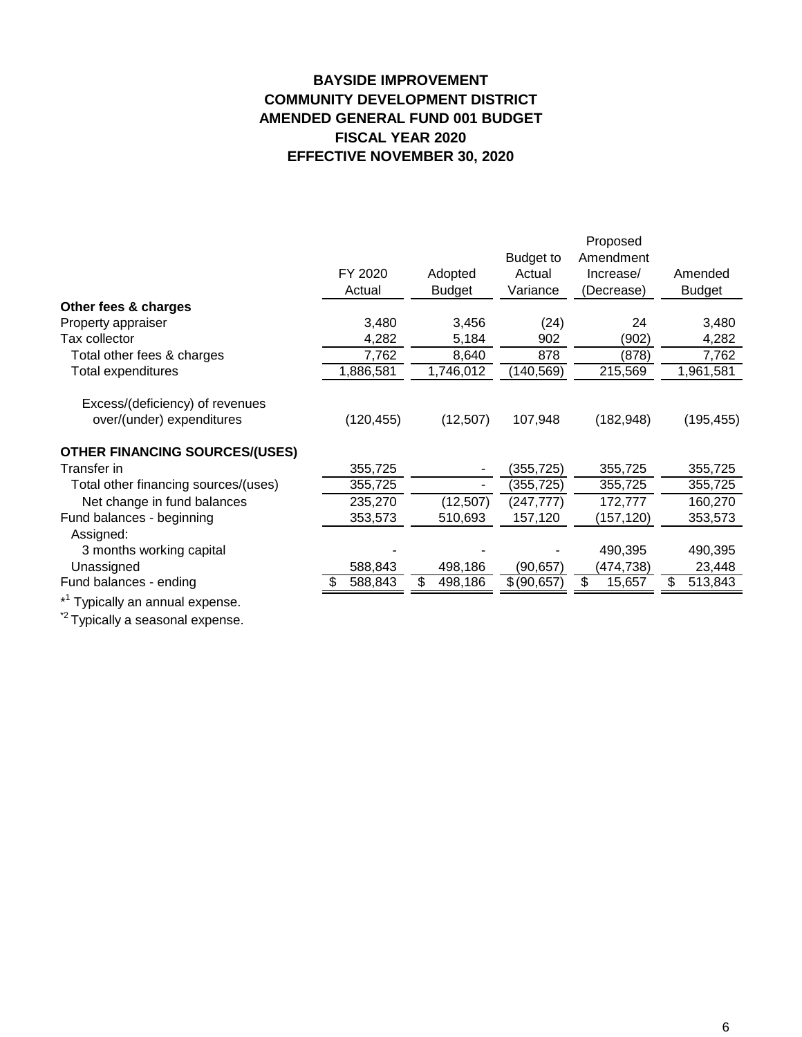# BAYSIDE IMPROVEMENT
# COMMUNITY DEVELOPMENT DISTRICT
# AMENDED GENERAL FUND 001 BUDGET
# FISCAL YEAR 2020
# EFFECTIVE NOVEMBER 30, 2020

| | FY 2020 Actual | Adopted Budget | Budget to Actual Variance | Proposed Amendment Increase/ (Decrease) | Amended Budget |
|---|---|---|---|---|---|
| **Other fees & charges** | | | | | |
| Property appraiser | 3,480 | 3,456 | (24) | 24 | 3,480 |
| Tax collector | 4,282 | 5,184 | 902 | (902) | 4,282 |
| Total other fees & charges | 7,762 | 8,640 | 878 | (878) | 7,762 |
| Total expenditures | 1,886,581 | 1,746,012 | (140,569) | 215,569 | 1,961,581 |
| | | | | | |
| Excess/(deficiency) of revenues over/(under) expenditures | (120,455) | (12,507) | 107,948 | (182,948) | (195,455) |
| | | | | | |
| **OTHER FINANCING SOURCES/(USES)** | | | | | |
| Transfer in | 355,725 | - | (355,725) | 355,725 | 355,725 |
| Total other financing sources/(uses) | 355,725 | - | (355,725) | 355,725 | 355,725 |
| Net change in fund balances | 235,270 | (12,507) | (247,777) | 172,777 | 160,270 |
| Fund balances - beginning | 353,573 | 510,693 | 157,120 | (157,120) | 353,573 |
| Assigned: | | | | | |
| 3 months working capital | - | - | - | 490,395 | 490,395 |
| Unassigned | 588,843 | 498,186 | (90,657) | (474,738) | 23,448 |
| Fund balances - ending | $ 588,843 | $ 498,186 | $ (90,657) | $ 15,657 | $ 513,843 |

*[1] Typically an annual expense.

*[2] Typically a seasonal expense.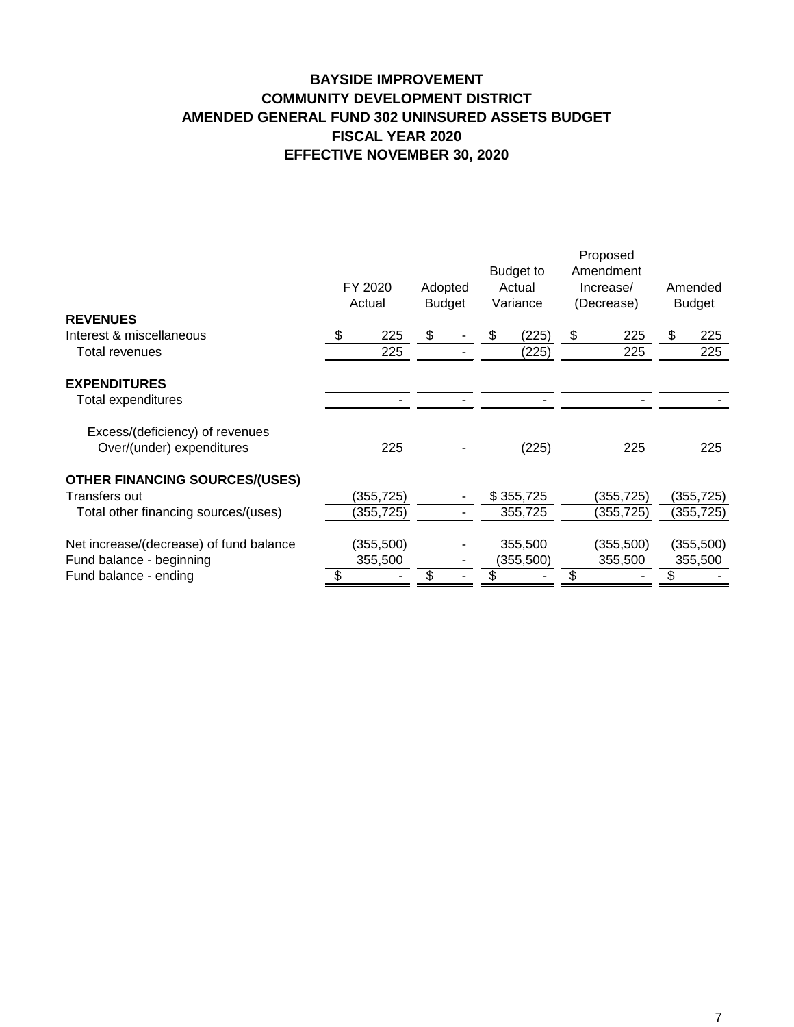# BAYSIDE IMPROVEMENT
# COMMUNITY DEVELOPMENT DISTRICT
# AMENDED GENERAL FUND 302 UNINSURED ASSETS BUDGET
# FISCAL YEAR 2020
# EFFECTIVE NOVEMBER 30, 2020

| | FY 2020 Actual | Adopted Budget | Budget to Actual Variance | Proposed Amendment Increase/ (Decrease) | Amended Budget |
|---|---|---|---|---|---|
| **REVENUES** | | | | | |
| Interest & miscellaneous | $ 225 | $ - | $ (225) | $ 225 | $ 225 |
| Total revenues | 225 | - | (225) | 225 | 225 |
| | | | | | |
| **EXPENDITURES** | | | | | |
| Total expenditures | - | - | - | - | - |
| | | | | | |
| Excess/(deficiency) of revenues Over/(under) expenditures | 225 | - | (225) | 225 | 225 |
| | | | | | |
| **OTHER FINANCING SOURCES/(USES)** | | | | | |
| Transfers out | (355,725) | - | $ 355,725 | (355,725) | (355,725) |
| Total other financing sources/(uses) | (355,725) | - | 355,725 | (355,725) | (355,725) |
| | | | | | |
| Net increase/(decrease) of fund balance | (355,500) | - | 355,500 | (355,500) | (355,500) |
| Fund balance - beginning | 355,500 | - | (355,500) | 355,500 | 355,500 |
| Fund balance - ending | $ - | $ - | $ - | $ - | $ - |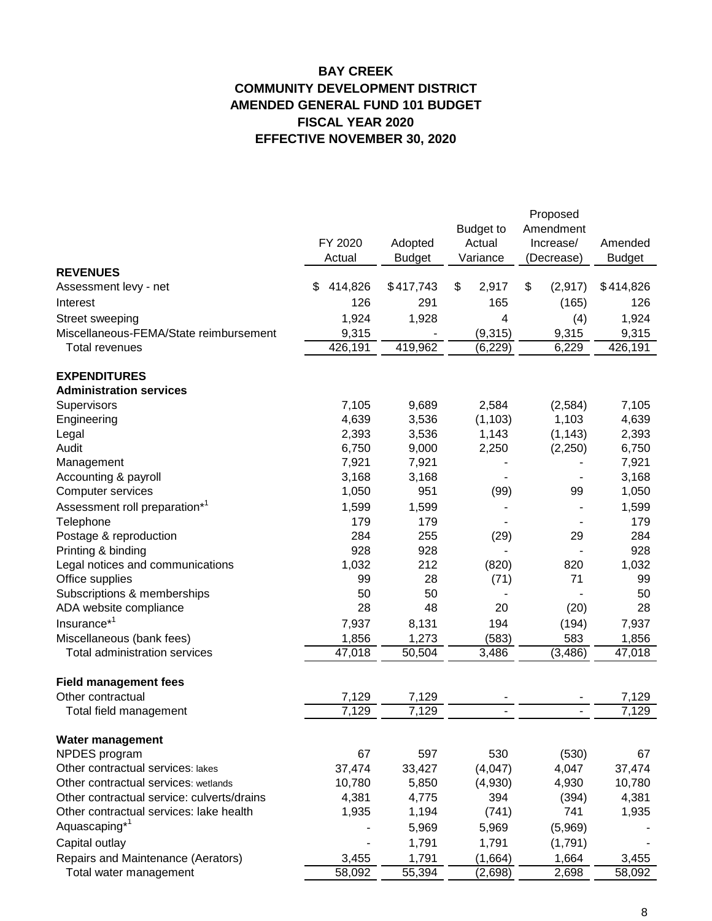# BAY CREEK
# COMMUNITY DEVELOPMENT DISTRICT
# AMENDED GENERAL FUND 101 BUDGET
# FISCAL YEAR 2020
# EFFECTIVE NOVEMBER 30, 2020

| | FY 2020 Actual | Adopted Budget | Budget to Actual Variance | Proposed Amendment Increase/ (Decrease) | Amended Budget |
|---|---|---|---|---|---|
| **REVENUES** | | | | | |
| Assessment levy - net | $ 414,826 | $417,743 | $ 2,917 | $ (2,917) | $414,826 |
| Interest | 126 | 291 | 165 | (165) | 126 |
| Street sweeping | 1,924 | 1,928 | 4 | (4) | 1,924 |
| Miscellaneous-FEMA/State reimbursement | 9,315 | - | (9,315) | 9,315 | 9,315 |
| Total revenues | 426,191 | 419,962 | (6,229) | 6,229 | 426,191 |
| | | | | | |
| **EXPENDITURES** | | | | | |
| **Administration services** | | | | | |
| Supervisors | 7,105 | 9,689 | 2,584 | (2,584) | 7,105 |
| Engineering | 4,639 | 3,536 | (1,103) | 1,103 | 4,639 |
| Legal | 2,393 | 3,536 | 1,143 | (1,143) | 2,393 |
| Audit | 6,750 | 9,000 | 2,250 | (2,250) | 6,750 |
| Management | 7,921 | 7,921 | - | - | 7,921 |
| Accounting & payroll | 3,168 | 3,168 | - | - | 3,168 |
| Computer services | 1,050 | 951 | (99) | 99 | 1,050 |
| Assessment roll preparation*[1] | 1,599 | 1,599 | - | - | 1,599 |
| Telephone | 179 | 179 | - | - | 179 |
| Postage & reproduction | 284 | 255 | (29) | 29 | 284 |
| Printing & binding | 928 | 928 | - | - | 928 |
| Legal notices and communications | 1,032 | 212 | (820) | 820 | 1,032 |
| Office supplies | 99 | 28 | (71) | 71 | 99 |
| Subscriptions & memberships | 50 | 50 | - | - | 50 |
| ADA website compliance | 28 | 48 | 20 | (20) | 28 |
| Insurance*[1] | 7,937 | 8,131 | 194 | (194) | 7,937 |
| Miscellaneous (bank fees) | 1,856 | 1,273 | (583) | 583 | 1,856 |
| Total administration services | 47,018 | 50,504 | 3,486 | (3,486) | 47,018 |
| | | | | | |
| **Field management fees** | | | | | |
| Other contractual | 7,129 | 7,129 | - | - | 7,129 |
| Total field management | 7,129 | 7,129 | - | - | 7,129 |
| | | | | | |
| **Water management** | | | | | |
| NPDES program | 67 | 597 | 530 | (530) | 67 |
| Other contractual services: lakes | 37,474 | 33,427 | (4,047) | 4,047 | 37,474 |
| Other contractual services: wetlands | 10,780 | 5,850 | (4,930) | 4,930 | 10,780 |
| Other contractual service: culverts/drains | 4,381 | 4,775 | 394 | (394) | 4,381 |
| Other contractual services: lake health | 1,935 | 1,194 | (741) | 741 | 1,935 |
| Aquascaping*[1] | - | 5,969 | 5,969 | (5,969) | - |
| Capital outlay | - | 1,791 | 1,791 | (1,791) | - |
| Repairs and Maintenance (Aerators) | 3,455 | 1,791 | (1,664) | 1,664 | 3,455 |
| Total water management | 58,092 | 55,394 | (2,698) | 2,698 | 58,092 |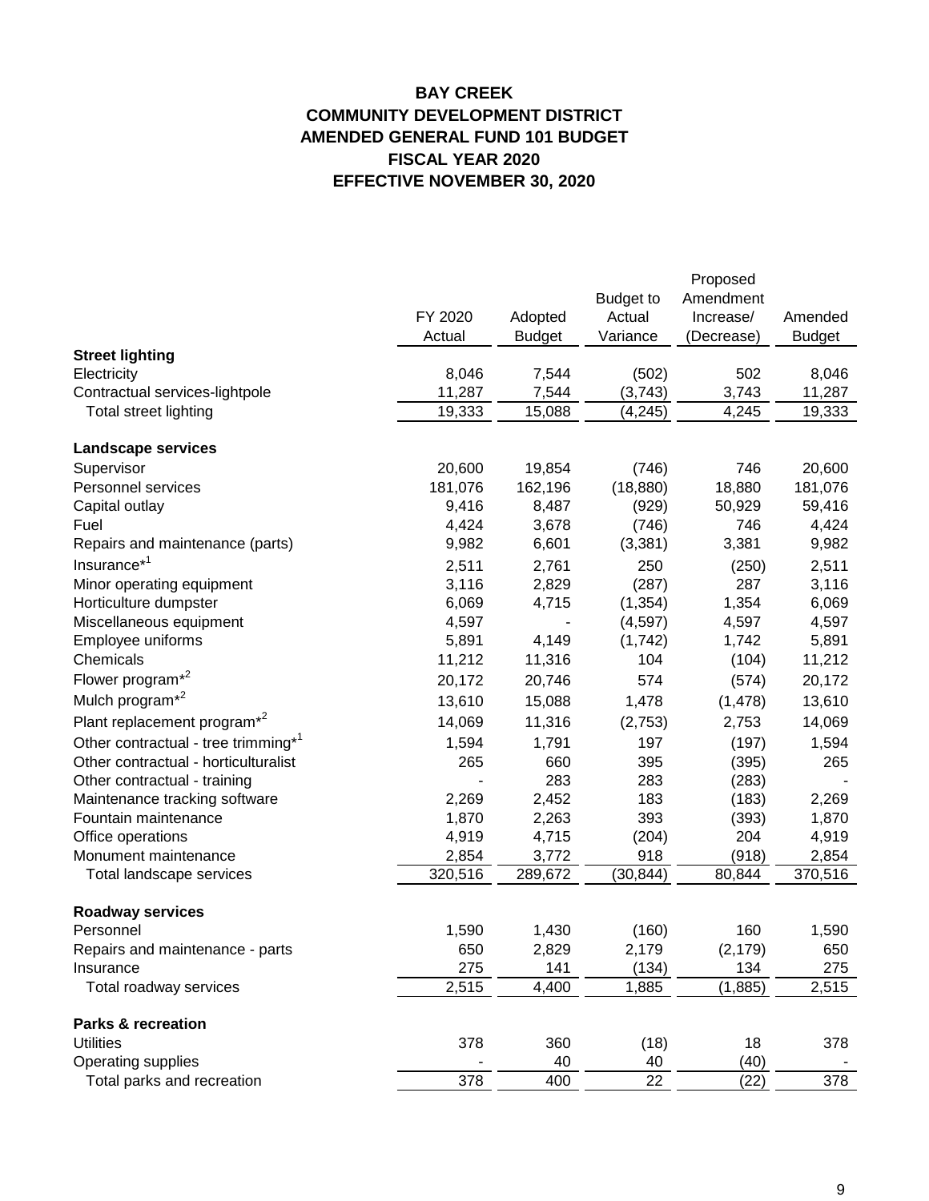**BAY CREEK**
**COMMUNITY DEVELOPMENT DISTRICT**
**AMENDED GENERAL FUND 101 BUDGET**
**FISCAL YEAR 2020**
**EFFECTIVE NOVEMBER 30, 2020**

| | FY 2020 Actual | Adopted Budget | Budget to Actual Variance | Proposed Amendment Increase/ (Decrease) | Amended Budget |
|---|---|---|---|---|---|
| **Street lighting** | | | | | |
| Electricity | 8,046 | 7,544 | (502) | 502 | 8,046 |
| Contractual services-lightpole | 11,287 | 7,544 | (3,743) | 3,743 | 11,287 |
| Total street lighting | 19,333 | 15,088 | (4,245) | 4,245 | 19,333 |
| | | | | | |
| **Landscape services** | | | | | |
| Supervisor | 20,600 | 19,854 | (746) | 746 | 20,600 |
| Personnel services | 181,076 | 162,196 | (18,880) | 18,880 | 181,076 |
| Capital outlay | 9,416 | 8,487 | (929) | 50,929 | 59,416 |
| Fuel | 4,424 | 3,678 | (746) | 746 | 4,424 |
| Repairs and maintenance (parts) | 9,982 | 6,601 | (3,381) | 3,381 | 9,982 |
| Insurance*[1] | 2,511 | 2,761 | 250 | (250) | 2,511 |
| Minor operating equipment | 3,116 | 2,829 | (287) | 287 | 3,116 |
| Horticulture dumpster | 6,069 | 4,715 | (1,354) | 1,354 | 6,069 |
| Miscellaneous equipment | 4,597 | - | (4,597) | 4,597 | 4,597 |
| Employee uniforms | 5,891 | 4,149 | (1,742) | 1,742 | 5,891 |
| Chemicals | 11,212 | 11,316 | 104 | (104) | 11,212 |
| Flower program*[2] | 20,172 | 20,746 | 574 | (574) | 20,172 |
| Mulch program*[2] | 13,610 | 15,088 | 1,478 | (1,478) | 13,610 |
| Plant replacement program*[2] | 14,069 | 11,316 | (2,753) | 2,753 | 14,069 |
| Other contractual - tree trimming*[1] | 1,594 | 1,791 | 197 | (197) | 1,594 |
| Other contractual - horticulturalist | 265 | 660 | 395 | (395) | 265 |
| Other contractual - training | - | 283 | 283 | (283) | - |
| Maintenance tracking software | 2,269 | 2,452 | 183 | (183) | 2,269 |
| Fountain maintenance | 1,870 | 2,263 | 393 | (393) | 1,870 |
| Office operations | 4,919 | 4,715 | (204) | 204 | 4,919 |
| Monument maintenance | 2,854 | 3,772 | 918 | (918) | 2,854 |
| Total landscape services | 320,516 | 289,672 | (30,844) | 80,844 | 370,516 |
| | | | | | |
| **Roadway services** | | | | | |
| Personnel | 1,590 | 1,430 | (160) | 160 | 1,590 |
| Repairs and maintenance - parts | 650 | 2,829 | 2,179 | (2,179) | 650 |
| Insurance | 275 | 141 | (134) | 134 | 275 |
| Total roadway services | 2,515 | 4,400 | 1,885 | (1,885) | 2,515 |
| | | | | | |
| **Parks & recreation** | | | | | |
| Utilities | 378 | 360 | (18) | 18 | 378 |
| Operating supplies | - | 40 | 40 | (40) | - |
| Total parks and recreation | 378 | 400 | 22 | (22) | 378 |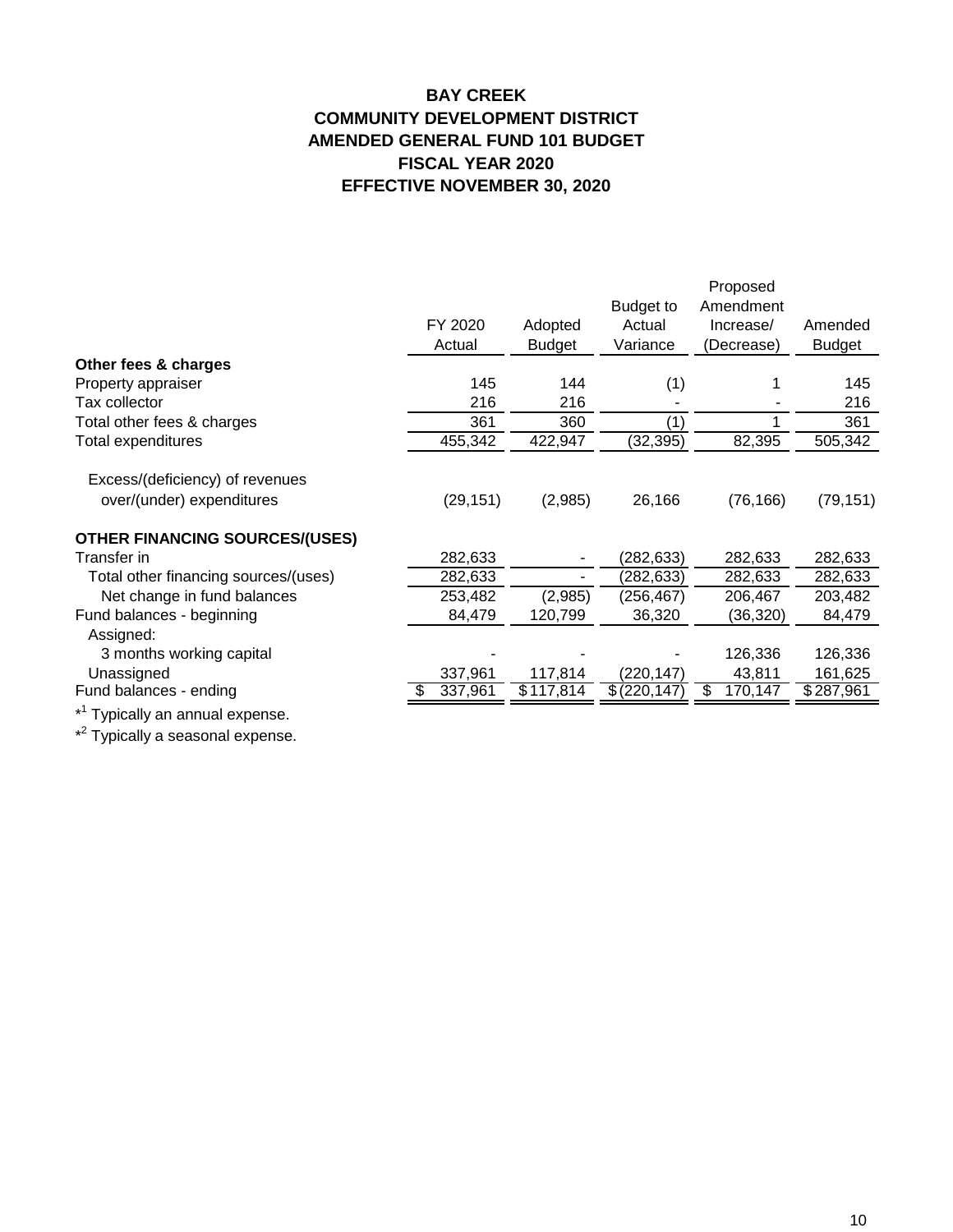# BAY CREEK
## COMMUNITY DEVELOPMENT DISTRICT
## AMENDED GENERAL FUND 101 BUDGET
## FISCAL YEAR 2020
## EFFECTIVE NOVEMBER 30, 2020

| | FY 2020 Actual | Adopted Budget | Budget to Actual Variance | Proposed Amendment Increase/ (Decrease) | Amended Budget |
|---|---|---|---|---|---|
| **Other fees & charges** | | | | | |
| Property appraiser | 145 | 144 | (1) | 1 | 145 |
| Tax collector | 216 | 216 | - | - | 216 |
| Total other fees & charges | 361 | 360 | (1) | 1 | 361 |
| Total expenditures | 455,342 | 422,947 | (32,395) | 82,395 | 505,342 |
| | | | | | |
| Excess/(deficiency) of revenues over/(under) expenditures | (29,151) | (2,985) | 26,166 | (76,166) | (79,151) |
| | | | | | |
| **OTHER FINANCING SOURCES/(USES)** | | | | | |
| Transfer in | 282,633 | - | (282,633) | 282,633 | 282,633 |
| Total other financing sources/(uses) | 282,633 | - | (282,633) | 282,633 | 282,633 |
| Net change in fund balances | 253,482 | (2,985) | (256,467) | 206,467 | 203,482 |
| Fund balances - beginning | 84,479 | 120,799 | 36,320 | (36,320) | 84,479 |
| Assigned: | | | | | |
| 3 months working capital | - | - | - | 126,336 | 126,336 |
| Unassigned | 337,961 | 117,814 | (220,147) | 43,811 | 161,625 |
| Fund balances - ending | $ 337,961 | $ 117,814 | $ (220,147) | $ 170,147 | $ 287,961 |

*[1] Typically an annual expense.

*[2] Typically a seasonal expense.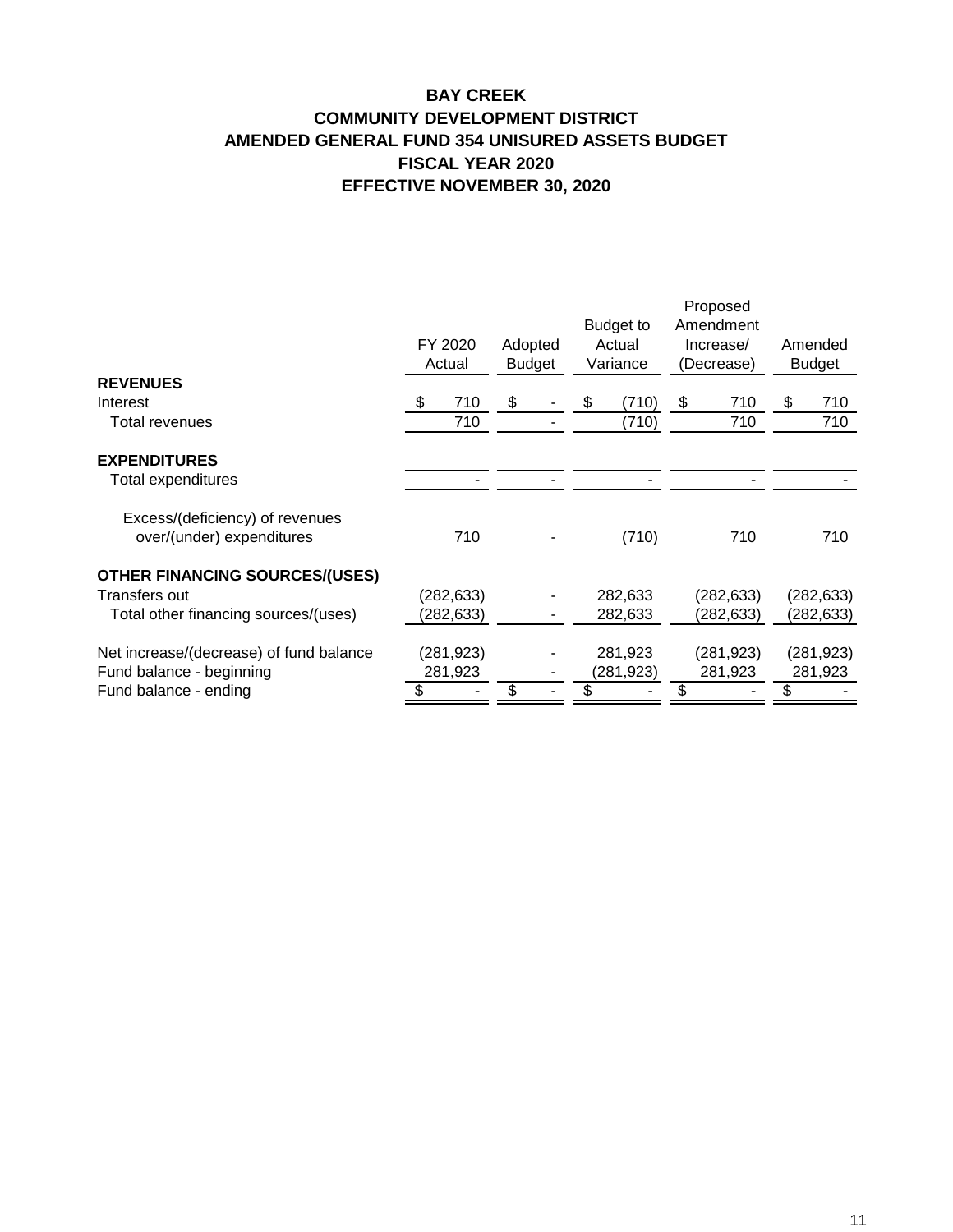# BAY CREEK
## COMMUNITY DEVELOPMENT DISTRICT
## AMENDED GENERAL FUND 354 UNISURED ASSETS BUDGET
## FISCAL YEAR 2020
## EFFECTIVE NOVEMBER 30, 2020

| | FY 2020 Actual | Adopted Budget | Budget to Actual Variance | Proposed Amendment Increase/ (Decrease) | Amended Budget |
|---|---|---|---|---|---|
| **REVENUES** | | | | | |
| Interest | $ 710 | $ - | $ (710) | $ 710 | $ 710 |
| Total revenues | 710 | - | (710) | 710 | 710 |
| | | | | | |
| **EXPENDITURES** | | | | | |
| Total expenditures | - | - | - | - | - |
| | | | | | |
| Excess/(deficiency) of revenues over/(under) expenditures | 710 | - | (710) | 710 | 710 |
| | | | | | |
| **OTHER FINANCING SOURCES/(USES)** | | | | | |
| Transfers out | (282,633) | - | 282,633 | (282,633) | (282,633) |
| Total other financing sources/(uses) | (282,633) | - | 282,633 | (282,633) | (282,633) |
| | | | | | |
| Net increase/(decrease) of fund balance | (281,923) | - | 281,923 | (281,923) | (281,923) |
| Fund balance - beginning | 281,923 | - | (281,923) | 281,923 | 281,923 |
| Fund balance - ending | $ - | $ - | $ - | $ - | $ - |